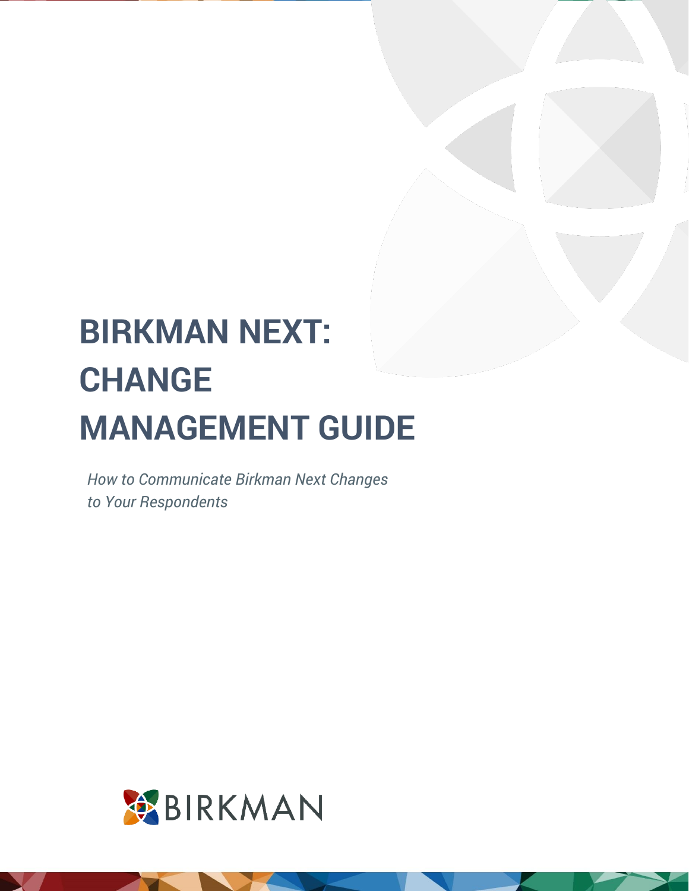# BIRKMAN NEXT: CHANGE MANAGEMENT GUIDE

*How to Communicate Birkman Next Changes to Your Respondents*

BIRKMAN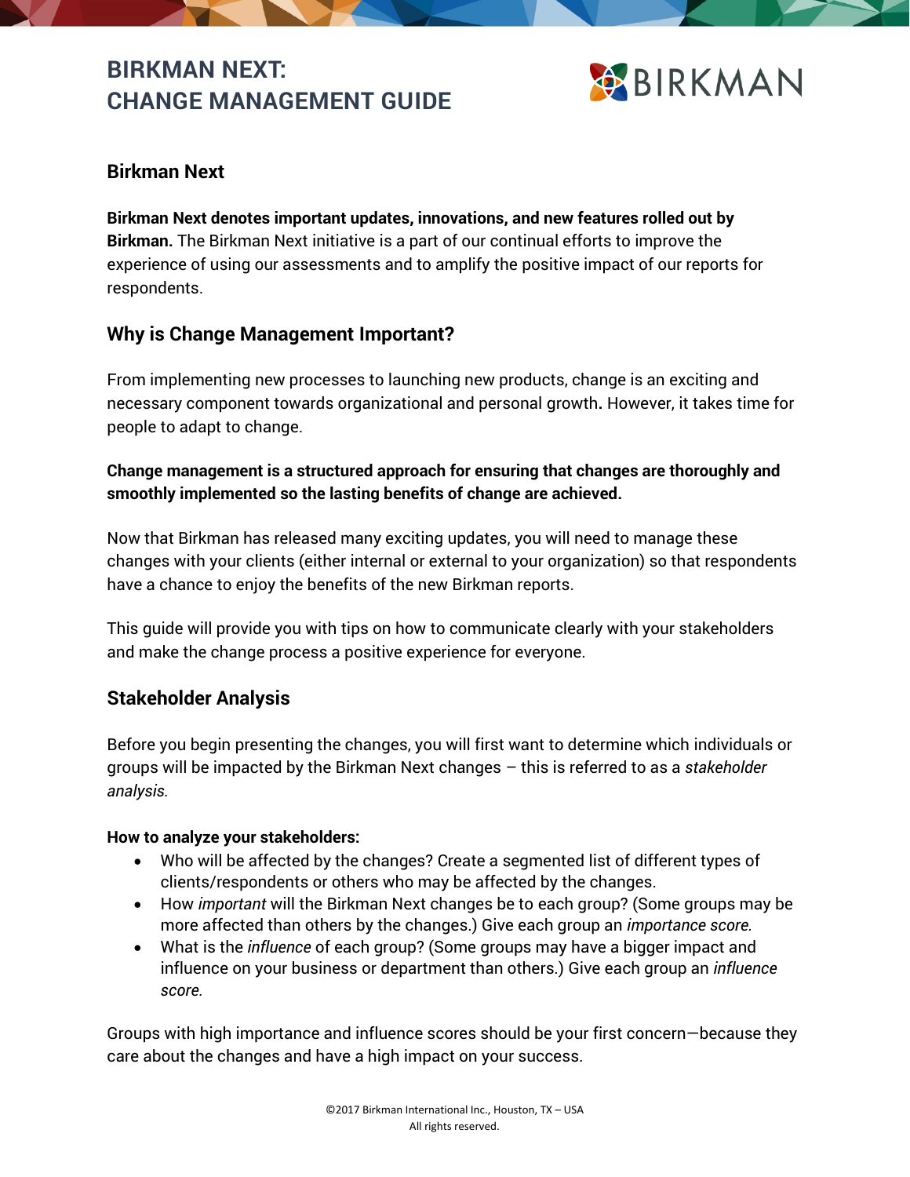# BIRKMAN NEXT: CHANGE MANAGEMENT GUIDE

## Birkman Next

**Birkman Next denotes important updates, innovations, and new features rolled out by Birkman.** The Birkman Next initiative is a part of our continual efforts to improve the experience of using our assessments and to amplify the positive impact of our reports for respondents.

## Why is Change Management Important?

From implementing new processes to launching new products, change is an exciting and necessary component towards organizational and personal growth. However, it takes time for people to adapt to change.

**Change management is a structured approach for ensuring that changes are thoroughly and smoothly implemented so the lasting benefits of change are achieved.**

Now that Birkman has released many exciting updates, you will need to manage these changes with your clients (either internal or external to your organization) so that respondents have a chance to enjoy the benefits of the new Birkman reports.

This guide will provide you with tips on how to communicate clearly with your stakeholders and make the change process a positive experience for everyone.

## Stakeholder Analysis

Before you begin presenting the changes, you will first want to determine which individuals or groups will be impacted by the Birkman Next changes – this is referred to as a *stakeholder analysis.*

**How to analyze your stakeholders:**

- Who will be affected by the changes? Create a segmented list of different types of clients/respondents or others who may be affected by the changes.
- How *important* will the Birkman Next changes be to each group? (Some groups may be more affected than others by the changes.) Give each group an *importance score.*
- What is the *influence* of each group? (Some groups may have a bigger impact and influence on your business or department than others.) Give each group an *influence score.*

Groups with high importance and influence scores should be your first concern—because they care about the changes and have a high impact on your success.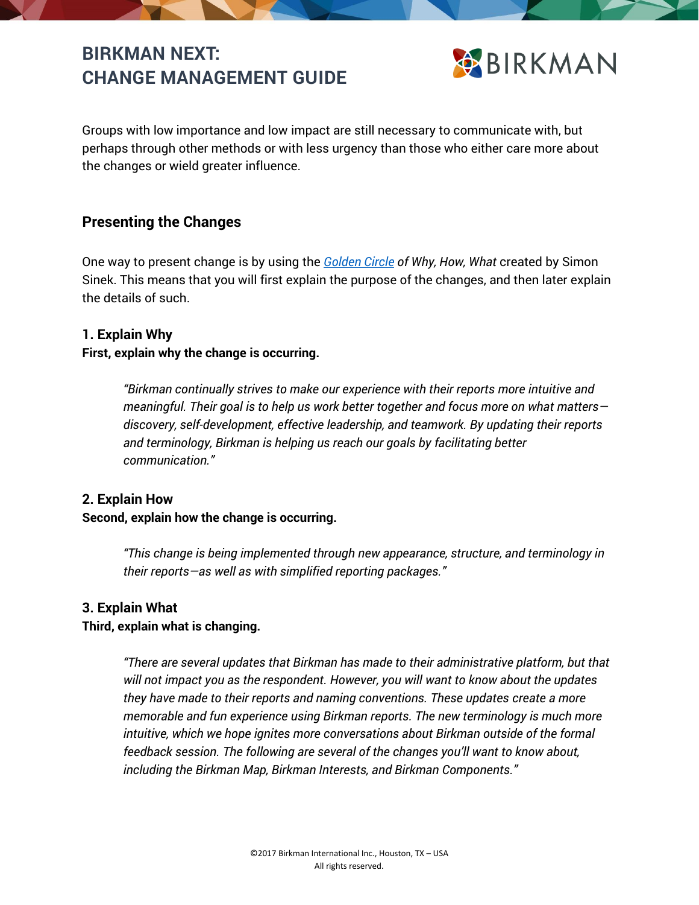Groups with low importance and low impact are still necessary to communicate with, but perhaps through other methods or with less urgency than those who either care more about the changes or wield greater influence.

## Presenting the Changes

One way to present change is by using the *Golden Circle of Why, How, What* created by Simon Sinek. This means that you will first explain the purpose of the changes, and then later explain the details of such.

### 1. Explain Why

**First, explain why the change is occurring.**

> *"Birkman continually strives to make our experience with their reports more intuitive and meaningful. Their goal is to help us work better together and focus more on what matters—discovery, self-development, effective leadership, and teamwork. By updating their reports and terminology, Birkman is helping us reach our goals by facilitating better communication."*

### 2. Explain How

**Second, explain how the change is occurring.**

> *"This change is being implemented through new appearance, structure, and terminology in their reports—as well as with simplified reporting packages."*

### 3. Explain What

**Third, explain what is changing.**

> *"There are several updates that Birkman has made to their administrative platform, but that will not impact you as the respondent. However, you will want to know about the updates they have made to their reports and naming conventions. These updates create a more memorable and fun experience using Birkman reports. The new terminology is much more intuitive, which we hope ignites more conversations about Birkman outside of the formal feedback session. The following are several of the changes you'll want to know about, including the Birkman Map, Birkman Interests, and Birkman Components."*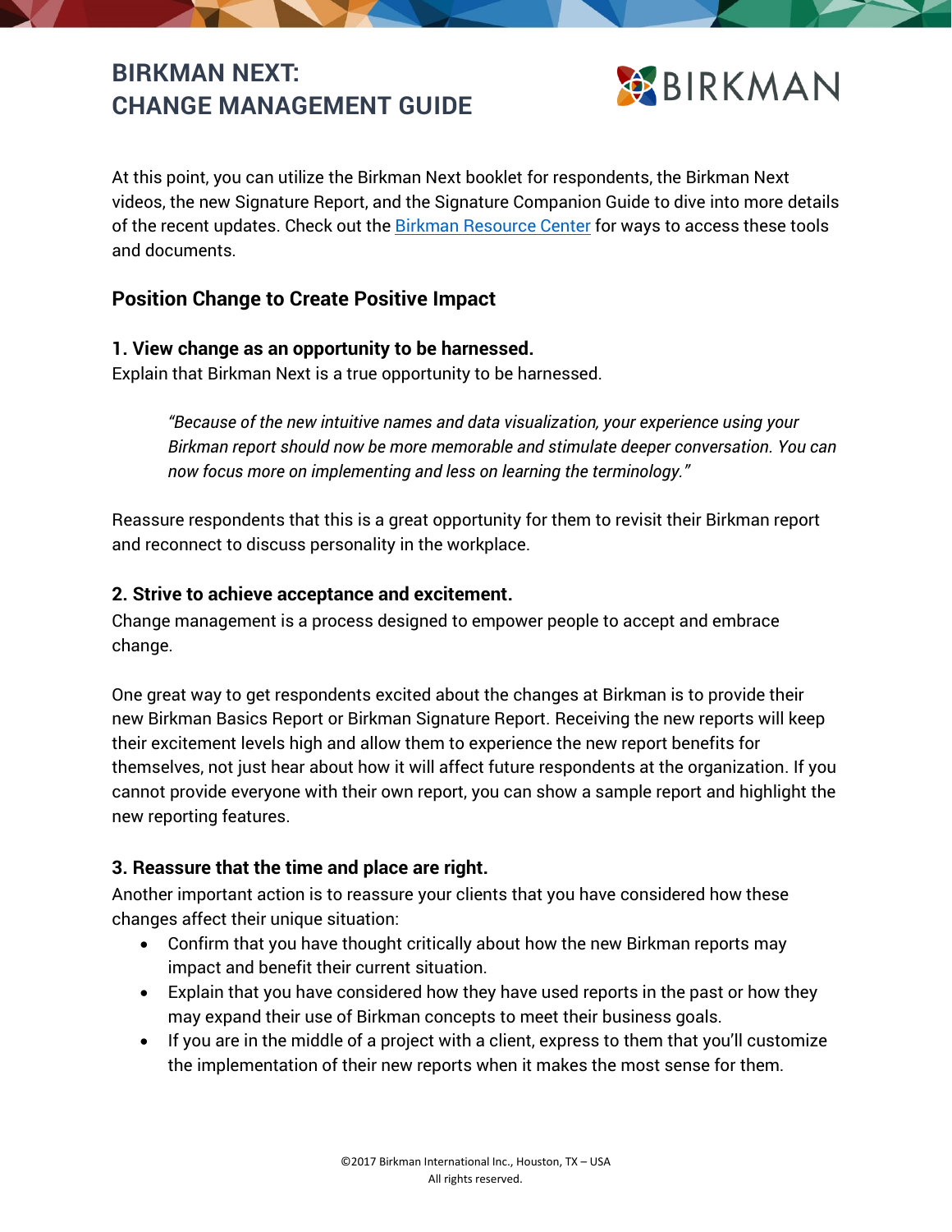# BIRKMAN NEXT: CHANGE MANAGEMENT GUIDE

At this point, you can utilize the Birkman Next booklet for respondents, the Birkman Next videos, the new Signature Report, and the Signature Companion Guide to dive into more details of the recent updates. Check out the Birkman Resource Center for ways to access these tools and documents.

## Position Change to Create Positive Impact

### 1. View change as an opportunity to be harnessed.

Explain that Birkman Next is a true opportunity to be harnessed.

> *"Because of the new intuitive names and data visualization, your experience using your Birkman report should now be more memorable and stimulate deeper conversation. You can now focus more on implementing and less on learning the terminology."*

Reassure respondents that this is a great opportunity for them to revisit their Birkman report and reconnect to discuss personality in the workplace.

### 2. Strive to achieve acceptance and excitement.

Change management is a process designed to empower people to accept and embrace change.

One great way to get respondents excited about the changes at Birkman is to provide their new Birkman Basics Report or Birkman Signature Report. Receiving the new reports will keep their excitement levels high and allow them to experience the new report benefits for themselves, not just hear about how it will affect future respondents at the organization. If you cannot provide everyone with their own report, you can show a sample report and highlight the new reporting features.

### 3. Reassure that the time and place are right.

Another important action is to reassure your clients that you have considered how these changes affect their unique situation:

- Confirm that you have thought critically about how the new Birkman reports may impact and benefit their current situation.
- Explain that you have considered how they have used reports in the past or how they may expand their use of Birkman concepts to meet their business goals.
- If you are in the middle of a project with a client, express to them that you'll customize the implementation of their new reports when it makes the most sense for them.

©2017 Birkman International Inc., Houston, TX – USA
All rights reserved.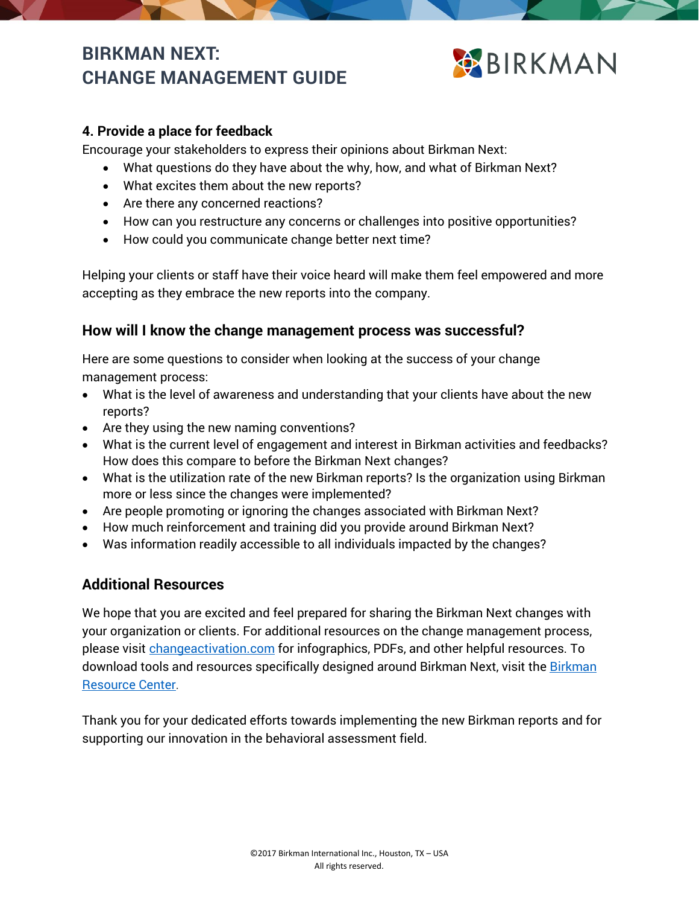### 4. Provide a place for feedback

Encourage your stakeholders to express their opinions about Birkman Next:

- What questions do they have about the why, how, and what of Birkman Next?
- What excites them about the new reports?
- Are there any concerned reactions?
- How can you restructure any concerns or challenges into positive opportunities?
- How could you communicate change better next time?

Helping your clients or staff have their voice heard will make them feel empowered and more accepting as they embrace the new reports into the company.

## How will I know the change management process was successful?

Here are some questions to consider when looking at the success of your change management process:

- What is the level of awareness and understanding that your clients have about the new reports?
- Are they using the new naming conventions?
- What is the current level of engagement and interest in Birkman activities and feedbacks? How does this compare to before the Birkman Next changes?
- What is the utilization rate of the new Birkman reports? Is the organization using Birkman more or less since the changes were implemented?
- Are people promoting or ignoring the changes associated with Birkman Next?
- How much reinforcement and training did you provide around Birkman Next?
- Was information readily accessible to all individuals impacted by the changes?

## Additional Resources

We hope that you are excited and feel prepared for sharing the Birkman Next changes with your organization or clients. For additional resources on the change management process, please visit changeactivation.com for infographics, PDFs, and other helpful resources. To download tools and resources specifically designed around Birkman Next, visit the Birkman Resource Center.

Thank you for your dedicated efforts towards implementing the new Birkman reports and for supporting our innovation in the behavioral assessment field.

©2017 Birkman International Inc., Houston, TX – USA
All rights reserved.